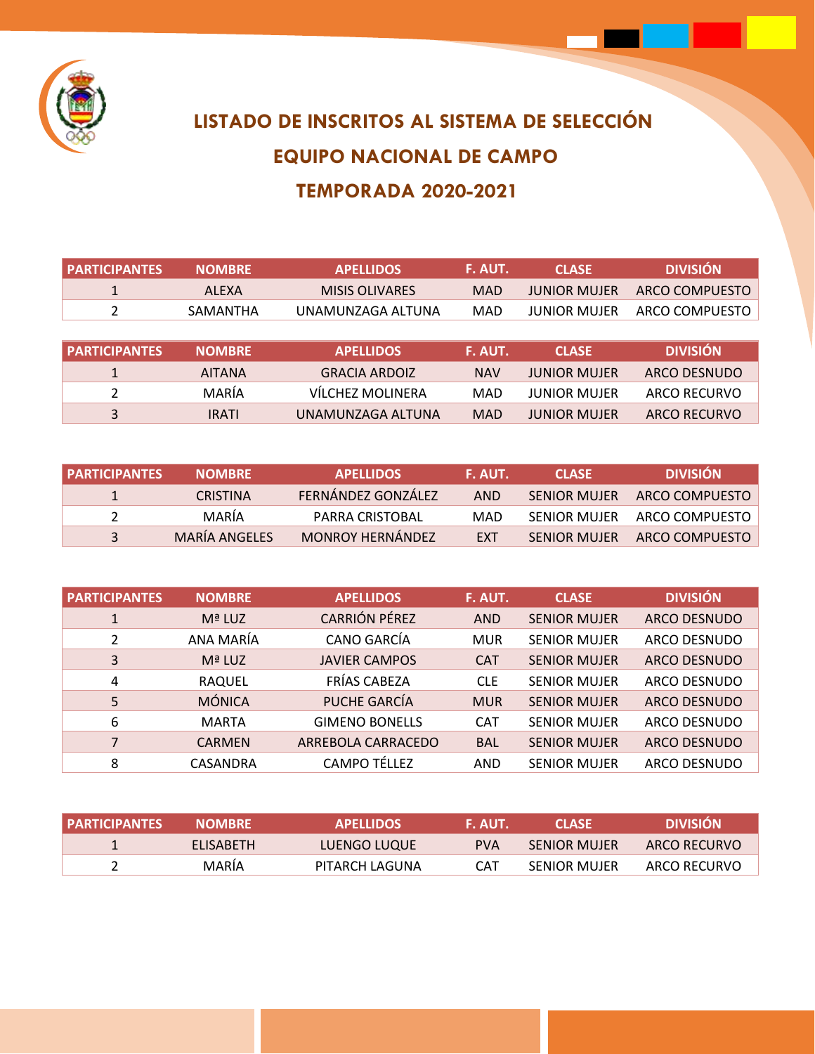# LISTADO DE INSCRITOS AL SISTEMA DE SELECCIÓN

## EQUIPO NACIONAL DE CAMPO

## TEMPORADA 2020-2021

| PARTICIPANTES | NOMBRE | APELLIDOS | F. AUT. | CLASE | DIVISIÓN |
|---|---|---|---|---|---|
| 1 | ALEXA | MISIS OLIVARES | MAD | JUNIOR MUJER | ARCO COMPUESTO |
| 2 | SAMANTHA | UNAMUNZAGA ALTUNA | MAD | JUNIOR MUJER | ARCO COMPUESTO |

| PARTICIPANTES | NOMBRE | APELLIDOS | F. AUT. | CLASE | DIVISIÓN |
|---|---|---|---|---|---|
| 1 | AITANA | GRACIA ARDOIZ | NAV | JUNIOR MUJER | ARCO DESNUDO |
| 2 | MARÍA | VÍLCHEZ MOLINERA | MAD | JUNIOR MUJER | ARCO RECURVO |
| 3 | IRATI | UNAMUNZAGA ALTUNA | MAD | JUNIOR MUJER | ARCO RECURVO |

| PARTICIPANTES | NOMBRE | APELLIDOS | F. AUT. | CLASE | DIVISIÓN |
|---|---|---|---|---|---|
| 1 | CRISTINA | FERNÁNDEZ GONZÁLEZ | AND | SENIOR MUJER | ARCO COMPUESTO |
| 2 | MARÍA | PARRA CRISTOBAL | MAD | SENIOR MUJER | ARCO COMPUESTO |
| 3 | MARÍA ANGELES | MONROY HERNÁNDEZ | EXT | SENIOR MUJER | ARCO COMPUESTO |

| PARTICIPANTES | NOMBRE | APELLIDOS | F. AUT. | CLASE | DIVISIÓN |
|---|---|---|---|---|---|
| 1 | Mª LUZ | CARRIÓN PÉREZ | AND | SENIOR MUJER | ARCO DESNUDO |
| 2 | ANA MARÍA | CANO GARCÍA | MUR | SENIOR MUJER | ARCO DESNUDO |
| 3 | Mª LUZ | JAVIER CAMPOS | CAT | SENIOR MUJER | ARCO DESNUDO |
| 4 | RAQUEL | FRÍAS CABEZA | CLE | SENIOR MUJER | ARCO DESNUDO |
| 5 | MÓNICA | PUCHE GARCÍA | MUR | SENIOR MUJER | ARCO DESNUDO |
| 6 | MARTA | GIMENO BONELLS | CAT | SENIOR MUJER | ARCO DESNUDO |
| 7 | CARMEN | ARREBOLA CARRACEDO | BAL | SENIOR MUJER | ARCO DESNUDO |
| 8 | CASANDRA | CAMPO TÉLLEZ | AND | SENIOR MUJER | ARCO DESNUDO |

| PARTICIPANTES | NOMBRE | APELLIDOS | F. AUT. | CLASE | DIVISIÓN |
|---|---|---|---|---|---|
| 1 | ELISABETH | LUENGO LUQUE | PVA | SENIOR MUJER | ARCO RECURVO |
| 2 | MARÍA | PITARCH LAGUNA | CAT | SENIOR MUJER | ARCO RECURVO |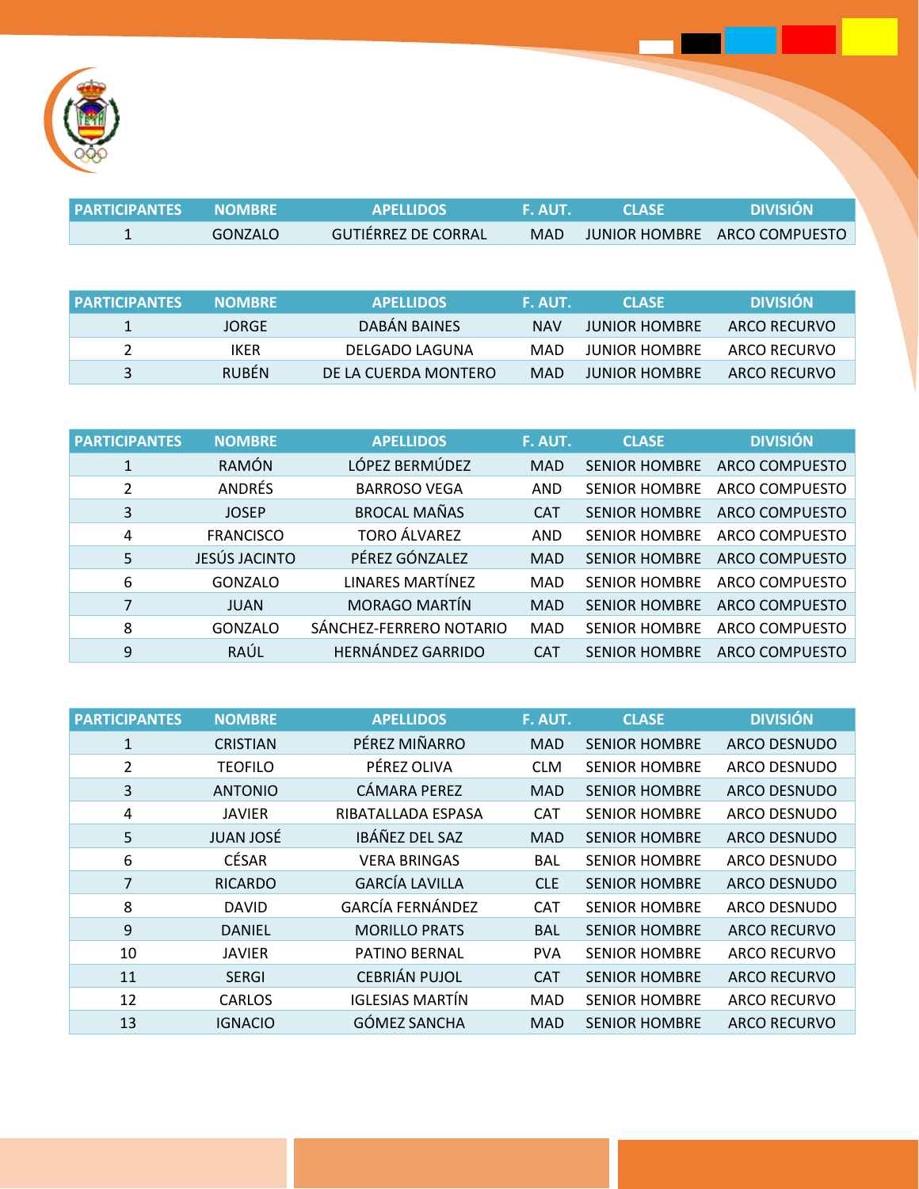| PARTICIPANTES | NOMBRE | APELLIDOS | F. AUT. | CLASE | DIVISIÓN |
|---|---|---|---|---|---|
| 1 | GONZALO | GUTIÉRREZ DE CORRAL | MAD | JUNIOR HOMBRE | ARCO COMPUESTO |

| PARTICIPANTES | NOMBRE | APELLIDOS | F. AUT. | CLASE | DIVISIÓN |
|---|---|---|---|---|---|
| 1 | JORGE | DABÁN BAINES | NAV | JUNIOR HOMBRE | ARCO RECURVO |
| 2 | IKER | DELGADO LAGUNA | MAD | JUNIOR HOMBRE | ARCO RECURVO |
| 3 | RUBÉN | DE LA CUERDA MONTERO | MAD | JUNIOR HOMBRE | ARCO RECURVO |

| PARTICIPANTES | NOMBRE | APELLIDOS | F. AUT. | CLASE | DIVISIÓN |
|---|---|---|---|---|---|
| 1 | RAMÓN | LÓPEZ BERMÚDEZ | MAD | SENIOR HOMBRE | ARCO COMPUESTO |
| 2 | ANDRÉS | BARROSO VEGA | AND | SENIOR HOMBRE | ARCO COMPUESTO |
| 3 | JOSEP | BROCAL MAÑAS | CAT | SENIOR HOMBRE | ARCO COMPUESTO |
| 4 | FRANCISCO | TORO ÁLVAREZ | AND | SENIOR HOMBRE | ARCO COMPUESTO |
| 5 | JESÚS JACINTO | PÉREZ GÓNZALEZ | MAD | SENIOR HOMBRE | ARCO COMPUESTO |
| 6 | GONZALO | LINARES MARTÍNEZ | MAD | SENIOR HOMBRE | ARCO COMPUESTO |
| 7 | JUAN | MORAGO MARTÍN | MAD | SENIOR HOMBRE | ARCO COMPUESTO |
| 8 | GONZALO | SÁNCHEZ-FERRERO NOTARIO | MAD | SENIOR HOMBRE | ARCO COMPUESTO |
| 9 | RAÚL | HERNÁNDEZ GARRIDO | CAT | SENIOR HOMBRE | ARCO COMPUESTO |

| PARTICIPANTES | NOMBRE | APELLIDOS | F. AUT. | CLASE | DIVISIÓN |
|---|---|---|---|---|---|
| 1 | CRISTIAN | PÉREZ MIÑARRO | MAD | SENIOR HOMBRE | ARCO DESNUDO |
| 2 | TEOFILO | PÉREZ OLIVA | CLM | SENIOR HOMBRE | ARCO DESNUDO |
| 3 | ANTONIO | CÁMARA PEREZ | MAD | SENIOR HOMBRE | ARCO DESNUDO |
| 4 | JAVIER | RIBATALLADA ESPASA | CAT | SENIOR HOMBRE | ARCO DESNUDO |
| 5 | JUAN JOSÉ | IBÁÑEZ DEL SAZ | MAD | SENIOR HOMBRE | ARCO DESNUDO |
| 6 | CÉSAR | VERA BRINGAS | BAL | SENIOR HOMBRE | ARCO DESNUDO |
| 7 | RICARDO | GARCÍA LAVILLA | CLE | SENIOR HOMBRE | ARCO DESNUDO |
| 8 | DAVID | GARCÍA FERNÁNDEZ | CAT | SENIOR HOMBRE | ARCO DESNUDO |
| 9 | DANIEL | MORILLO PRATS | BAL | SENIOR HOMBRE | ARCO RECURVO |
| 10 | JAVIER | PATINO BERNAL | PVA | SENIOR HOMBRE | ARCO RECURVO |
| 11 | SERGI | CEBRIÁN PUJOL | CAT | SENIOR HOMBRE | ARCO RECURVO |
| 12 | CARLOS | IGLESIAS MARTÍN | MAD | SENIOR HOMBRE | ARCO RECURVO |
| 13 | IGNACIO | GÓMEZ SANCHA | MAD | SENIOR HOMBRE | ARCO RECURVO |